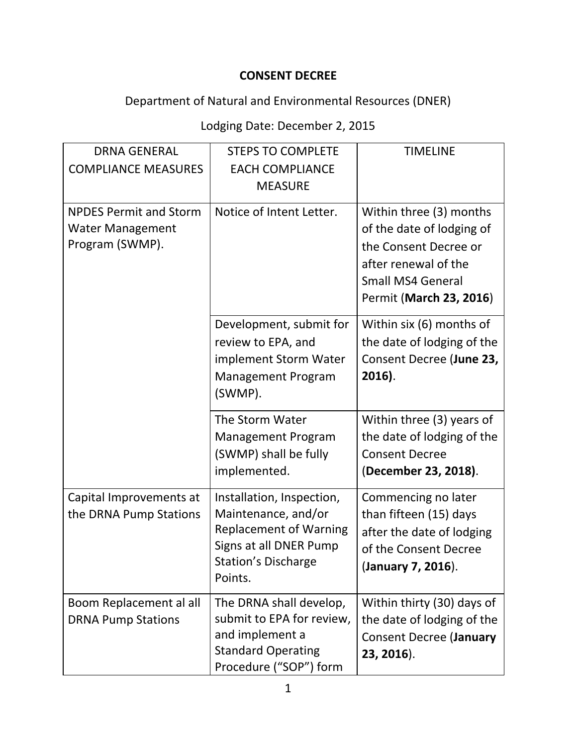# CONSENT DECREE

Department of Natural and Environmental Resources (DNER)

Lodging Date: December 2, 2015

| DRNA GENERAL COMPLIANCE MEASURES | STEPS TO COMPLETE EACH COMPLIANCE MEASURE | TIMELINE |
|---|---|---|
| NPDES Permit and Storm Water Management Program (SWMP). | Notice of Intent Letter. | Within three (3) months of the date of lodging of the Consent Decree or after renewal of the Small MS4 General Permit (**March 23, 2016**) |
| | Development, submit for review to EPA, and implement Storm Water Management Program (SWMP). | Within six (6) months of the date of lodging of the Consent Decree (**June 23, 2016)**. |
| | The Storm Water Management Program (SWMP) shall be fully implemented. | Within three (3) years of the date of lodging of the Consent Decree (**December 23, 2018)**. |
| Capital Improvements at the DRNA Pump Stations | Installation, Inspection, Maintenance, and/or Replacement of Warning Signs at all DNER Pump Station's Discharge Points. | Commencing no later than fifteen (15) days after the date of lodging of the Consent Decree (**January 7, 2016**). |
| Boom Replacement al all DRNA Pump Stations | The DRNA shall develop, submit to EPA for review, and implement a Standard Operating Procedure ("SOP") form | Within thirty (30) days of the date of lodging of the Consent Decree (**January 23, 2016**). |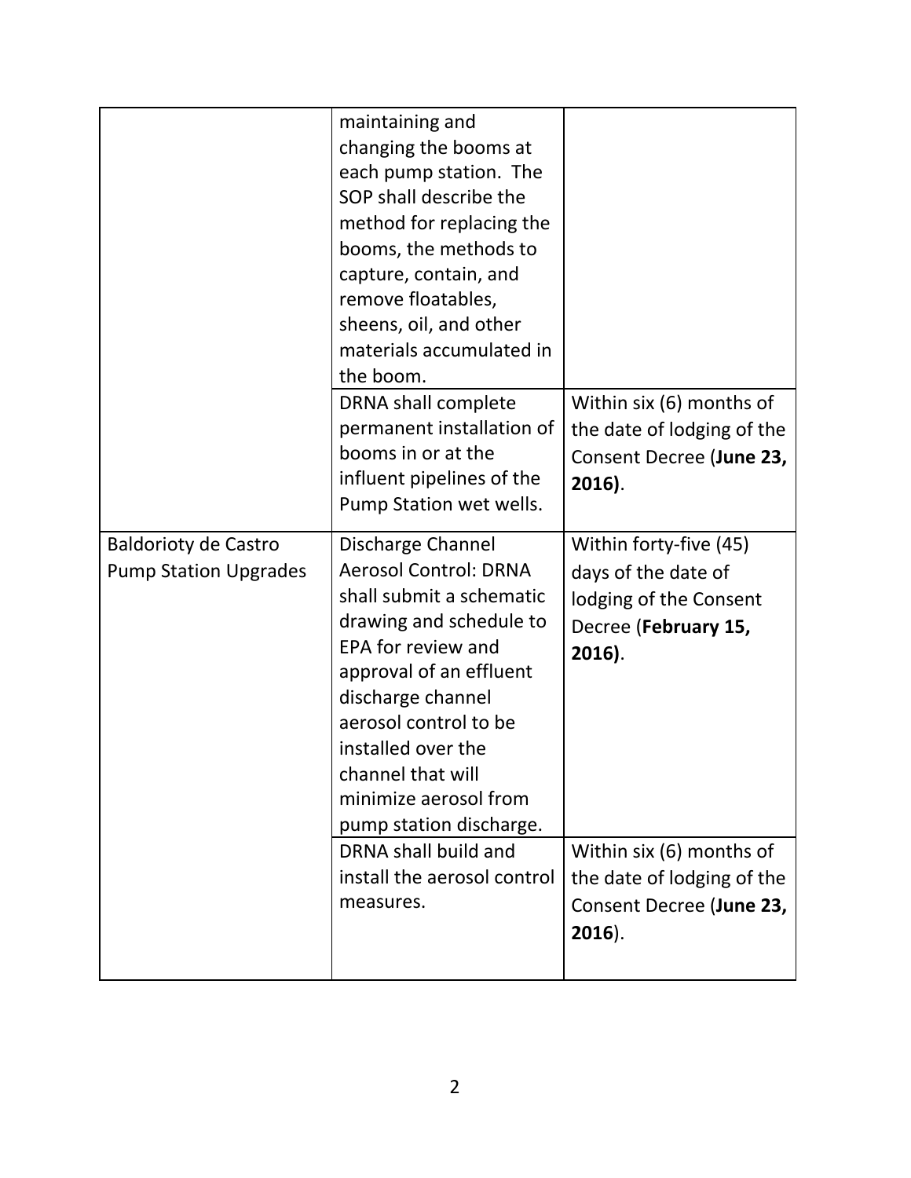| | | |
|---|---|---|
| | maintaining and changing the booms at each pump station. The SOP shall describe the method for replacing the booms, the methods to capture, contain, and remove floatables, sheens, oil, and other materials accumulated in the boom. | |
| | DRNA shall complete permanent installation of booms in or at the influent pipelines of the Pump Station wet wells. | Within six (6) months of the date of lodging of the Consent Decree (**June 23, 2016)**. |
| Baldorioty de Castro Pump Station Upgrades | Discharge Channel Aerosol Control: DRNA shall submit a schematic drawing and schedule to EPA for review and approval of an effluent discharge channel aerosol control to be installed over the channel that will minimize aerosol from pump station discharge. | Within forty-five (45) days of the date of lodging of the Consent Decree (**February 15, 2016)**. |
| | DRNA shall build and install the aerosol control measures. | Within six (6) months of the date of lodging of the Consent Decree (**June 23, 2016**). |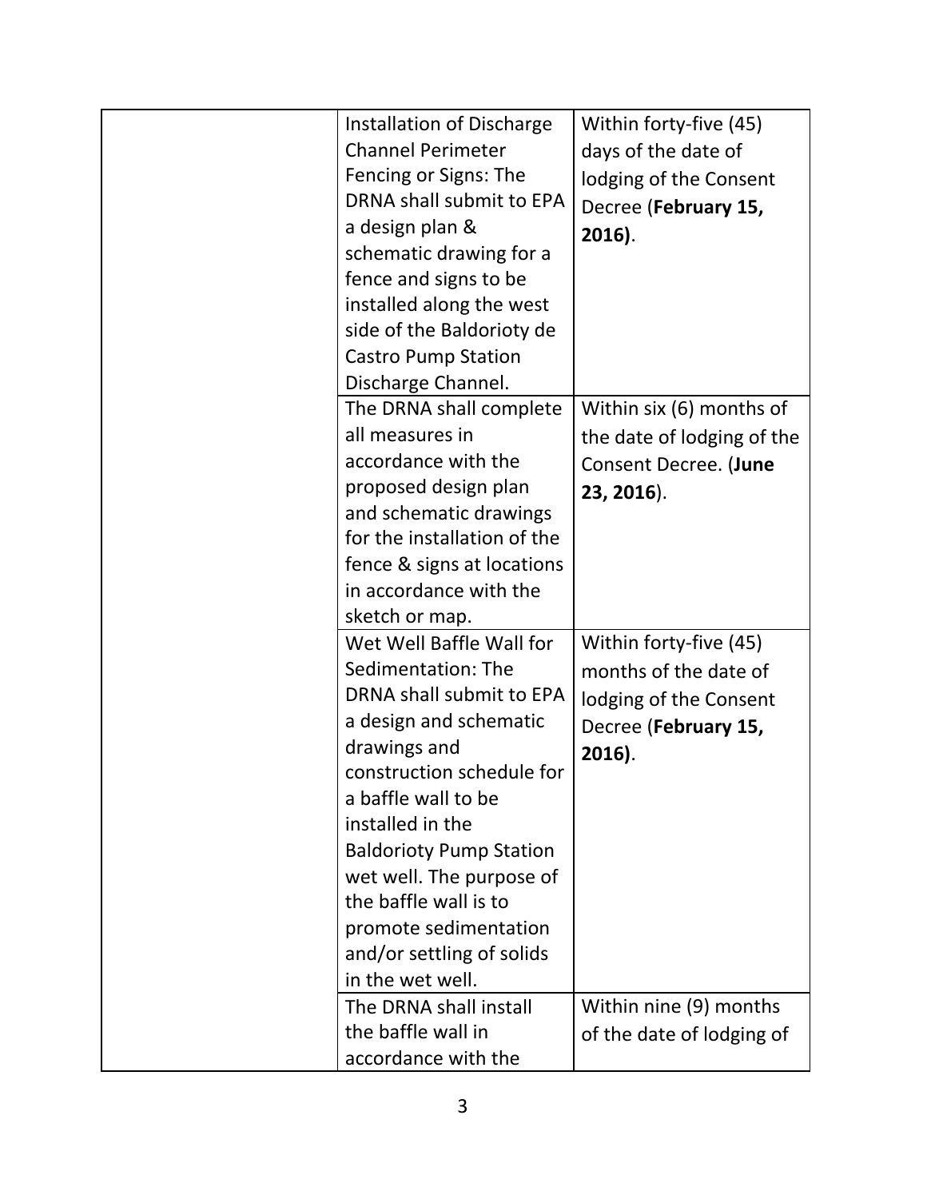| | | |
|---|---|---|
| | Installation of Discharge Channel Perimeter Fencing or Signs: The DRNA shall submit to EPA a design plan & schematic drawing for a fence and signs to be installed along the west side of the Baldorioty de Castro Pump Station Discharge Channel. | Within forty-five (45) days of the date of lodging of the Consent Decree (**February 15, 2016)**. |
| | The DRNA shall complete all measures in accordance with the proposed design plan and schematic drawings for the installation of the fence & signs at locations in accordance with the sketch or map. | Within six (6) months of the date of lodging of the Consent Decree. (**June 23, 2016**). |
| | Wet Well Baffle Wall for Sedimentation: The DRNA shall submit to EPA a design and schematic drawings and construction schedule for a baffle wall to be installed in the Baldorioty Pump Station wet well. The purpose of the baffle wall is to promote sedimentation and/or settling of solids in the wet well. | Within forty-five (45) months of the date of lodging of the Consent Decree (**February 15, 2016)**. |
| | The DRNA shall install the baffle wall in accordance with the | Within nine (9) months of the date of lodging of |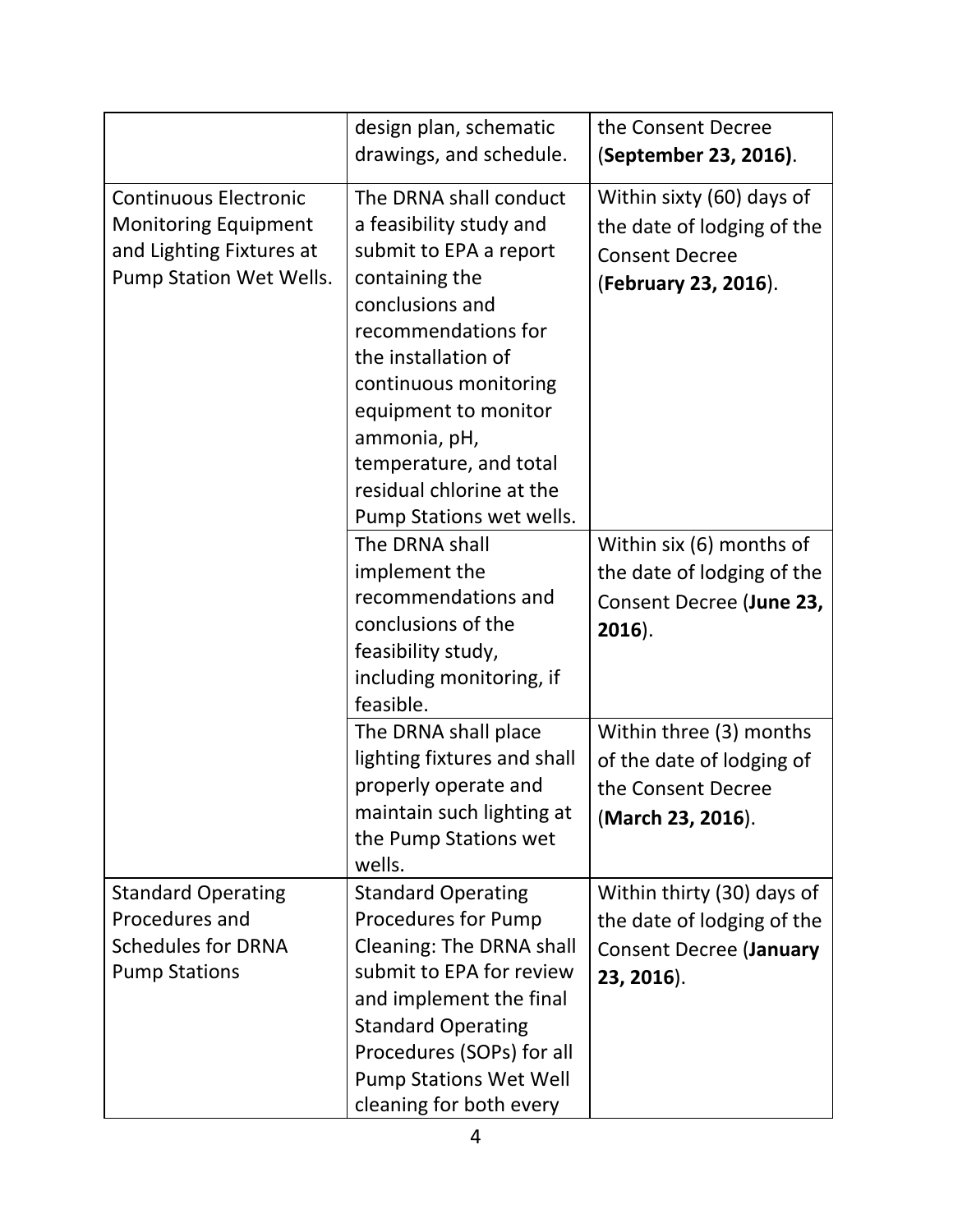| | | |
|---|---|---|
| | design plan, schematic drawings, and schedule. | the Consent Decree (**September 23, 2016)**. |
| Continuous Electronic Monitoring Equipment and Lighting Fixtures at Pump Station Wet Wells. | The DRNA shall conduct a feasibility study and submit to EPA a report containing the conclusions and recommendations for the installation of continuous monitoring equipment to monitor ammonia, pH, temperature, and total residual chlorine at the Pump Stations wet wells. | Within sixty (60) days of the date of lodging of the Consent Decree (**February 23, 2016**). |
| | The DRNA shall implement the recommendations and conclusions of the feasibility study, including monitoring, if feasible. | Within six (6) months of the date of lodging of the Consent Decree (**June 23, 2016**). |
| | The DRNA shall place lighting fixtures and shall properly operate and maintain such lighting at the Pump Stations wet wells. | Within three (3) months of the date of lodging of the Consent Decree (**March 23, 2016**). |
| Standard Operating Procedures and Schedules for DRNA Pump Stations | Standard Operating Procedures for Pump Cleaning: The DRNA shall submit to EPA for review and implement the final Standard Operating Procedures (SOPs) for all Pump Stations Wet Well cleaning for both every | Within thirty (30) days of the date of lodging of the Consent Decree (**January 23, 2016**). |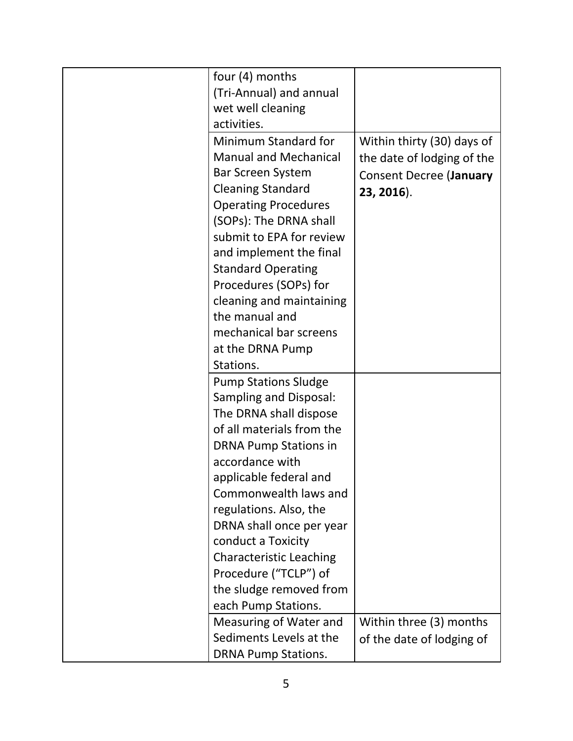|  |  |  |
|---|---|---|
|  | four (4) months (Tri-Annual) and annual wet well cleaning activities. |  |
|  | Minimum Standard for Manual and Mechanical Bar Screen System Cleaning Standard Operating Procedures (SOPs): The DRNA shall submit to EPA for review and implement the final Standard Operating Procedures (SOPs) for cleaning and maintaining the manual and mechanical bar screens at the DRNA Pump Stations. | Within thirty (30) days of the date of lodging of the Consent Decree (**January 23, 2016**). |
|  | Pump Stations Sludge Sampling and Disposal: The DRNA shall dispose of all materials from the DRNA Pump Stations in accordance with applicable federal and Commonwealth laws and regulations. Also, the DRNA shall once per year conduct a Toxicity Characteristic Leaching Procedure ("TCLP") of the sludge removed from each Pump Stations. |  |
|  | Measuring of Water and Sediments Levels at the DRNA Pump Stations. | Within three (3) months of the date of lodging of |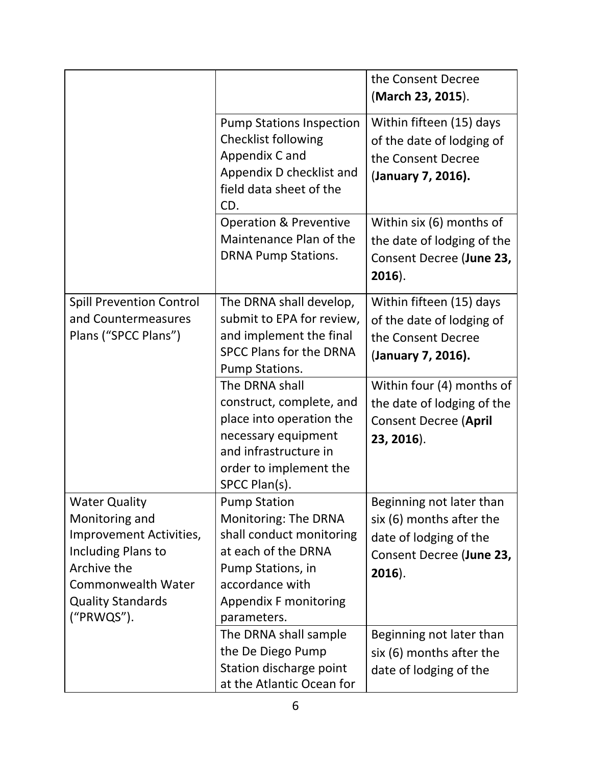| | | |
|---|---|---|
| | | the Consent Decree (**March 23, 2015**). |
| | Pump Stations Inspection Checklist following Appendix C and Appendix D checklist and field data sheet of the CD. | Within fifteen (15) days of the date of lodging of the Consent Decree (**January 7, 2016).** |
| | Operation & Preventive Maintenance Plan of the DRNA Pump Stations. | Within six (6) months of the date of lodging of the Consent Decree (**June 23, 2016**). |
| Spill Prevention Control and Countermeasures Plans ("SPCC Plans") | The DRNA shall develop, submit to EPA for review, and implement the final SPCC Plans for the DRNA Pump Stations. | Within fifteen (15) days of the date of lodging of the Consent Decree (**January 7, 2016).** |
| | The DRNA shall construct, complete, and place into operation the necessary equipment and infrastructure in order to implement the SPCC Plan(s). | Within four (4) months of the date of lodging of the Consent Decree (**April 23, 2016**). |
| Water Quality Monitoring and Improvement Activities, Including Plans to Archive the Commonwealth Water Quality Standards ("PRWQS"). | Pump Station Monitoring: The DRNA shall conduct monitoring at each of the DRNA Pump Stations, in accordance with Appendix F monitoring parameters. | Beginning not later than six (6) months after the date of lodging of the Consent Decree (**June 23, 2016**). |
| | The DRNA shall sample the De Diego Pump Station discharge point at the Atlantic Ocean for | Beginning not later than six (6) months after the date of lodging of the |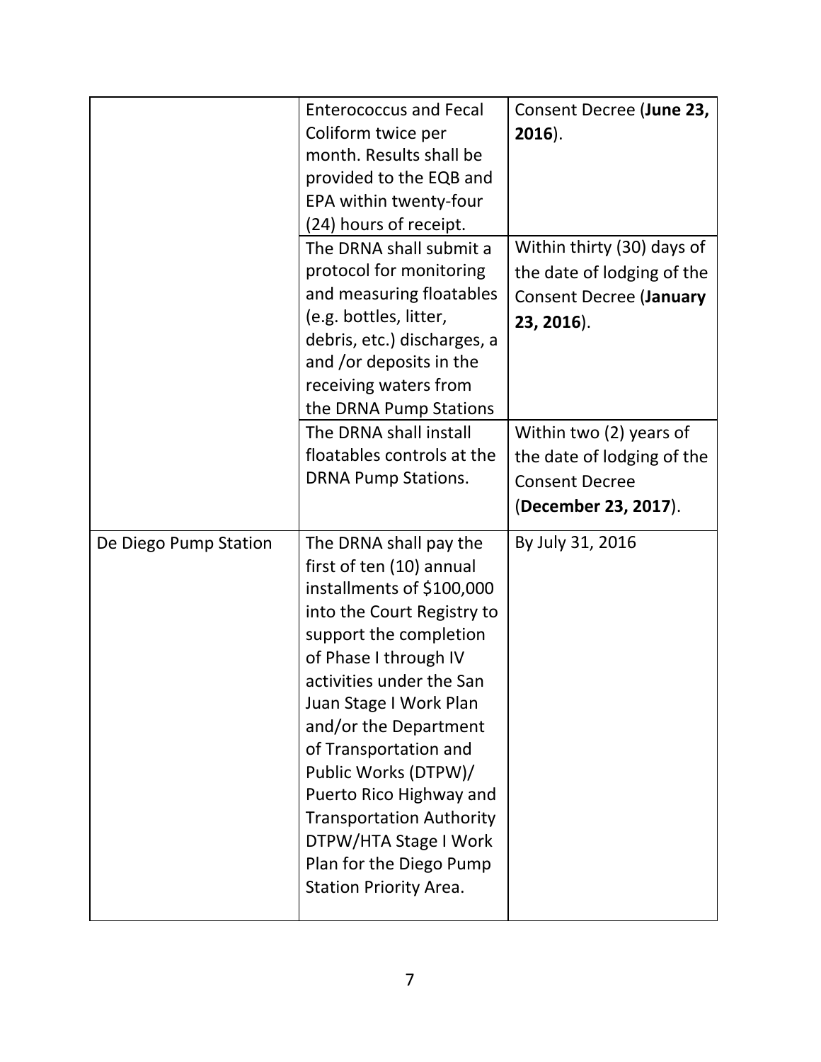| | | |
|---|---|---|
| | Enterococcus and Fecal Coliform twice per month. Results shall be provided to the EQB and EPA within twenty-four (24) hours of receipt. | Consent Decree (**June 23, 2016**). |
| | The DRNA shall submit a protocol for monitoring and measuring floatables (e.g. bottles, litter, debris, etc.) discharges, a and /or deposits in the receiving waters from the DRNA Pump Stations | Within thirty (30) days of the date of lodging of the Consent Decree (**January 23, 2016**). |
| | The DRNA shall install floatables controls at the DRNA Pump Stations. | Within two (2) years of the date of lodging of the Consent Decree (**December 23, 2017**). |
| De Diego Pump Station | The DRNA shall pay the first of ten (10) annual installments of $100,000 into the Court Registry to support the completion of Phase I through IV activities under the San Juan Stage I Work Plan and/or the Department of Transportation and Public Works (DTPW)/ Puerto Rico Highway and Transportation Authority DTPW/HTA Stage I Work Plan for the Diego Pump Station Priority Area. | By July 31, 2016 |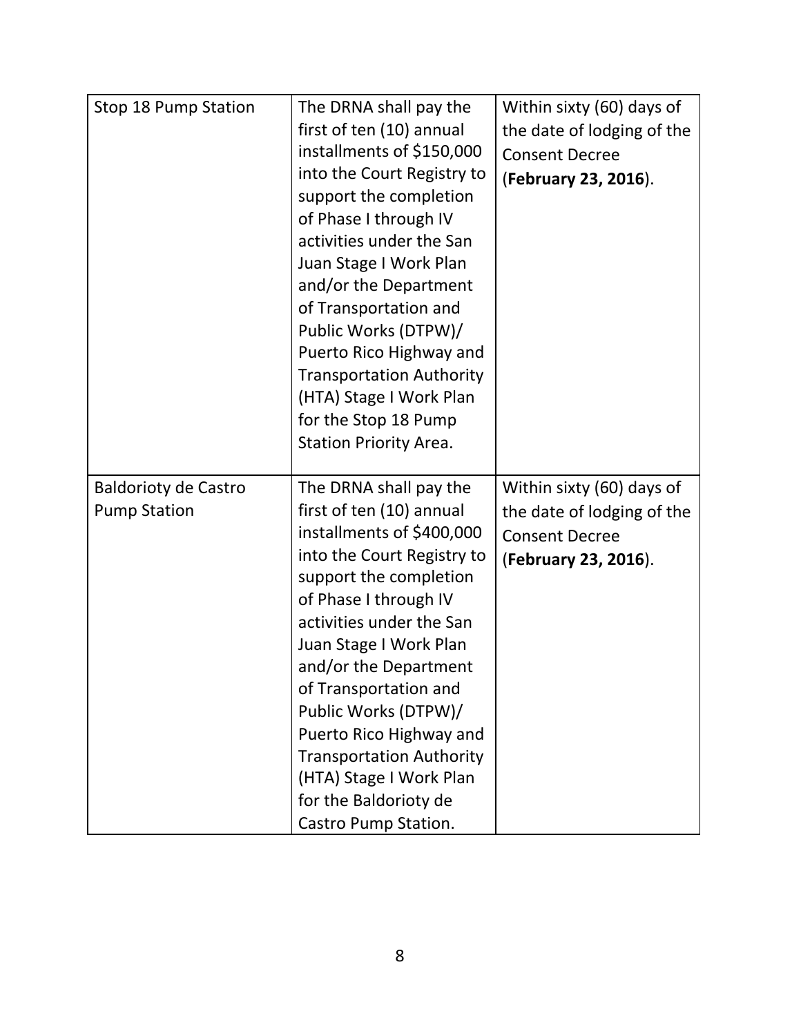| | | |
|---|---|---|
| Stop 18 Pump Station | The DRNA shall pay the first of ten (10) annual installments of $150,000 into the Court Registry to support the completion of Phase I through IV activities under the San Juan Stage I Work Plan and/or the Department of Transportation and Public Works (DTPW)/ Puerto Rico Highway and Transportation Authority (HTA) Stage I Work Plan for the Stop 18 Pump Station Priority Area. | Within sixty (60) days of the date of lodging of the Consent Decree (**February 23, 2016**). |
| Baldorioty de Castro Pump Station | The DRNA shall pay the first of ten (10) annual installments of $400,000 into the Court Registry to support the completion of Phase I through IV activities under the San Juan Stage I Work Plan and/or the Department of Transportation and Public Works (DTPW)/ Puerto Rico Highway and Transportation Authority (HTA) Stage I Work Plan for the Baldorioty de Castro Pump Station. | Within sixty (60) days of the date of lodging of the Consent Decree (**February 23, 2016**). |